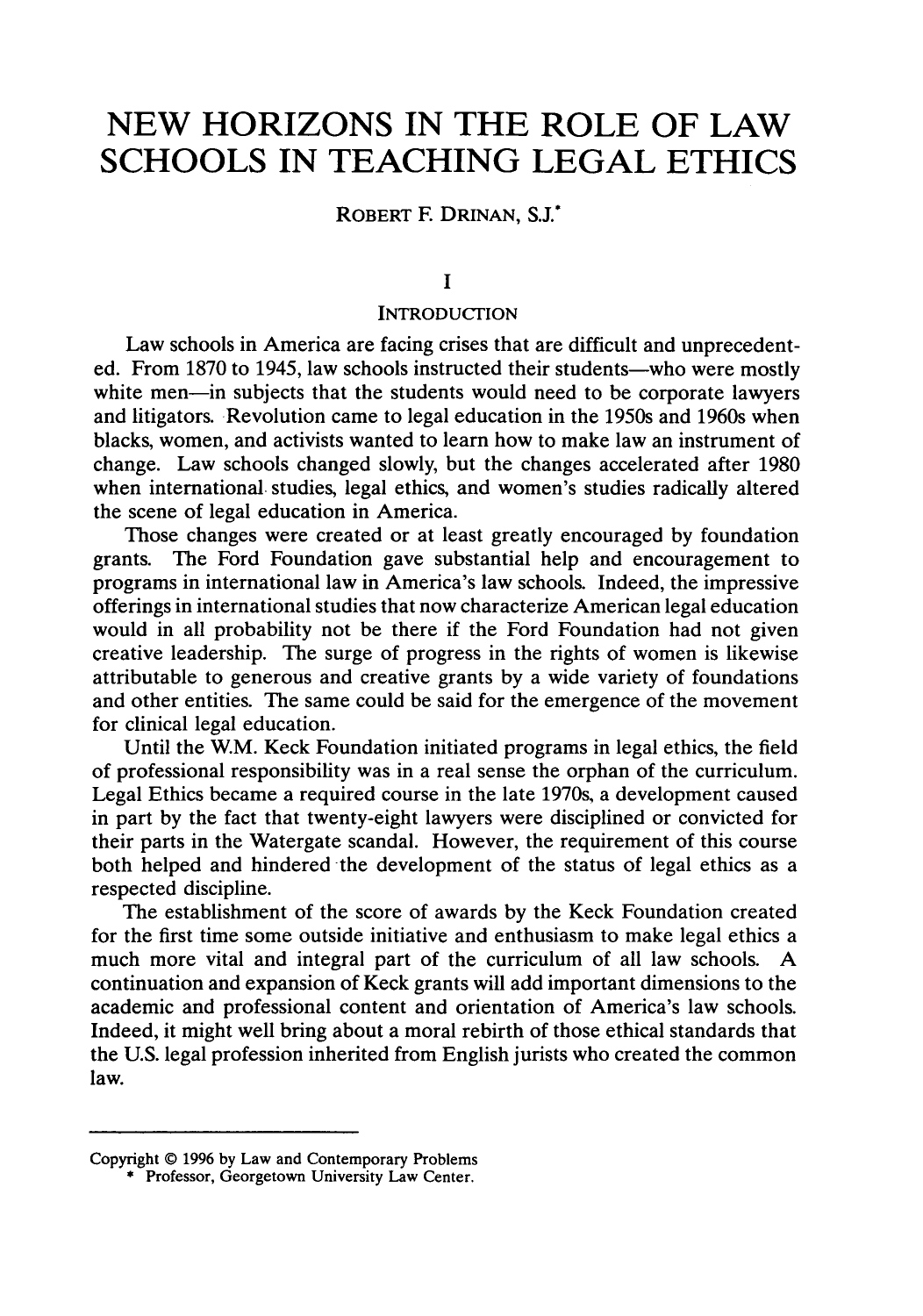# NEW HORIZONS IN THE ROLE OF LAW SCHOOLS IN TEACHING LEGAL ETHICS

ROBERT F. DRINAN, S.J.*

## I

## INTRODUCTION

Law schools in America are facing crises that are difficult and unprecedented. From 1870 to 1945, law schools instructed their students—who were mostly white men—in subjects that the students would need to be corporate lawyers and litigators. Revolution came to legal education in the 1950s and 1960s when blacks, women, and activists wanted to learn how to make law an instrument of change. Law schools changed slowly, but the changes accelerated after 1980 when international studies, legal ethics, and women's studies radically altered the scene of legal education in America.

Those changes were created or at least greatly encouraged by foundation grants. The Ford Foundation gave substantial help and encouragement to programs in international law in America's law schools. Indeed, the impressive offerings in international studies that now characterize American legal education would in all probability not be there if the Ford Foundation had not given creative leadership. The surge of progress in the rights of women is likewise attributable to generous and creative grants by a wide variety of foundations and other entities. The same could be said for the emergence of the movement for clinical legal education.

Until the W.M. Keck Foundation initiated programs in legal ethics, the field of professional responsibility was in a real sense the orphan of the curriculum. Legal Ethics became a required course in the late 1970s, a development caused in part by the fact that twenty-eight lawyers were disciplined or convicted for their parts in the Watergate scandal. However, the requirement of this course both helped and hindered the development of the status of legal ethics as a respected discipline.

The establishment of the score of awards by the Keck Foundation created for the first time some outside initiative and enthusiasm to make legal ethics a much more vital and integral part of the curriculum of all law schools. A continuation and expansion of Keck grants will add important dimensions to the academic and professional content and orientation of America's law schools. Indeed, it might well bring about a moral rebirth of those ethical standards that the U.S. legal profession inherited from English jurists who created the common law.

---

Copyright © 1996 by Law and Contemporary Problems

\* Professor, Georgetown University Law Center.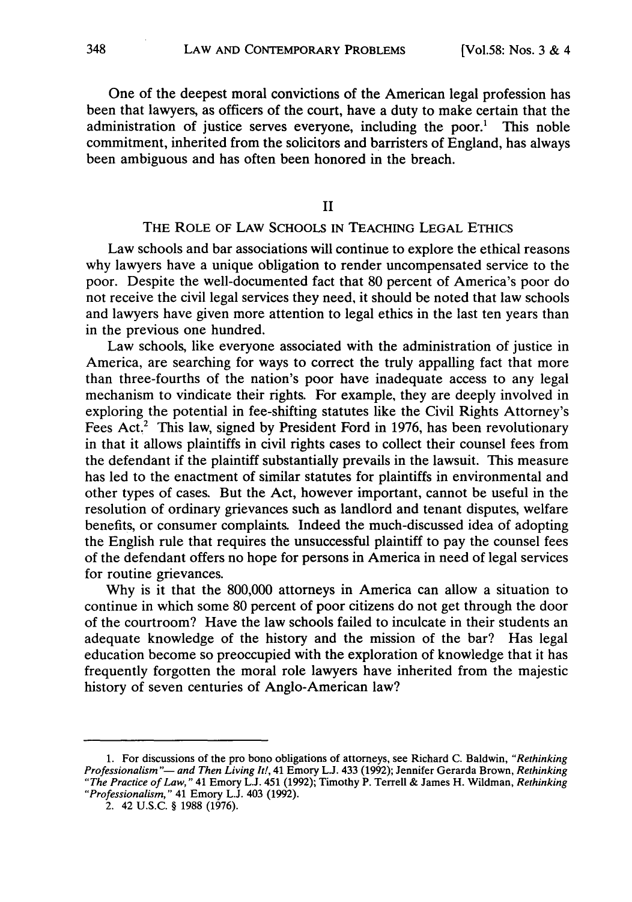One of the deepest moral convictions of the American legal profession has been that lawyers, as officers of the court, have a duty to make certain that the administration of justice serves everyone, including the poor.[1] This noble commitment, inherited from the solicitors and barristers of England, has always been ambiguous and has often been honored in the breach.

## II

## THE ROLE OF LAW SCHOOLS IN TEACHING LEGAL ETHICS

Law schools and bar associations will continue to explore the ethical reasons why lawyers have a unique obligation to render uncompensated service to the poor. Despite the well-documented fact that 80 percent of America's poor do not receive the civil legal services they need, it should be noted that law schools and lawyers have given more attention to legal ethics in the last ten years than in the previous one hundred.

Law schools, like everyone associated with the administration of justice in America, are searching for ways to correct the truly appalling fact that more than three-fourths of the nation's poor have inadequate access to any legal mechanism to vindicate their rights. For example, they are deeply involved in exploring the potential in fee-shifting statutes like the Civil Rights Attorney's Fees Act.[2] This law, signed by President Ford in 1976, has been revolutionary in that it allows plaintiffs in civil rights cases to collect their counsel fees from the defendant if the plaintiff substantially prevails in the lawsuit. This measure has led to the enactment of similar statutes for plaintiffs in environmental and other types of cases. But the Act, however important, cannot be useful in the resolution of ordinary grievances such as landlord and tenant disputes, welfare benefits, or consumer complaints. Indeed the much-discussed idea of adopting the English rule that requires the unsuccessful plaintiff to pay the counsel fees of the defendant offers no hope for persons in America in need of legal services for routine grievances.

Why is it that the 800,000 attorneys in America can allow a situation to continue in which some 80 percent of poor citizens do not get through the door of the courtroom? Have the law schools failed to inculcate in their students an adequate knowledge of the history and the mission of the bar? Has legal education become so preoccupied with the exploration of knowledge that it has frequently forgotten the moral role lawyers have inherited from the majestic history of seven centuries of Anglo-American law?

---

1. For discussions of the pro bono obligations of attorneys, see Richard C. Baldwin, *"Rethinking Professionalism"— and Then Living It!*, 41 Emory L.J. 433 (1992); Jennifer Gerarda Brown, *Rethinking "The Practice of Law,"* 41 Emory L.J. 451 (1992); Timothy P. Terrell & James H. Wildman, *Rethinking "Professionalism,"* 41 Emory L.J. 403 (1992).

2. 42 U.S.C. § 1988 (1976).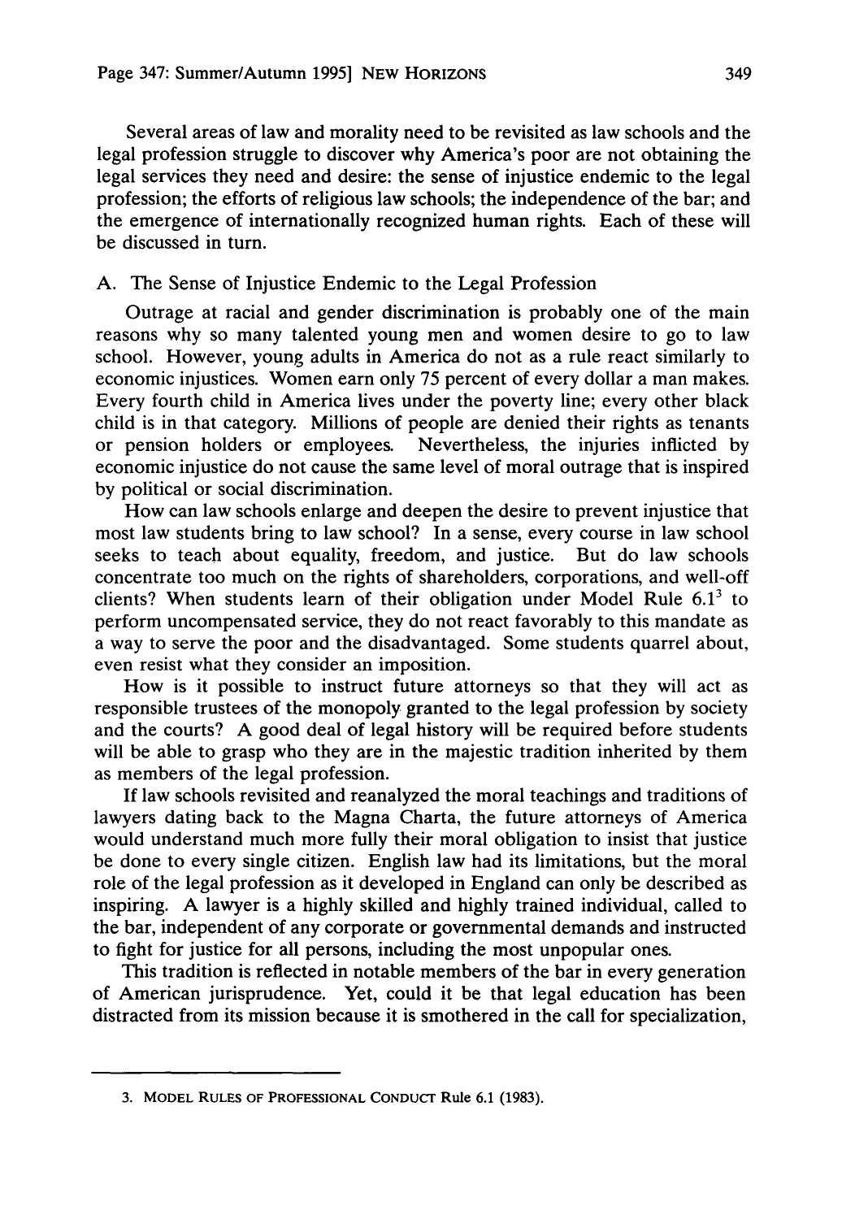Several areas of law and morality need to be revisited as law schools and the legal profession struggle to discover why America's poor are not obtaining the legal services they need and desire: the sense of injustice endemic to the legal profession; the efforts of religious law schools; the independence of the bar; and the emergence of internationally recognized human rights. Each of these will be discussed in turn.

### A. The Sense of Injustice Endemic to the Legal Profession

Outrage at racial and gender discrimination is probably one of the main reasons why so many talented young men and women desire to go to law school. However, young adults in America do not as a rule react similarly to economic injustices. Women earn only 75 percent of every dollar a man makes. Every fourth child in America lives under the poverty line; every other black child is in that category. Millions of people are denied their rights as tenants or pension holders or employees. Nevertheless, the injuries inflicted by economic injustice do not cause the same level of moral outrage that is inspired by political or social discrimination.

How can law schools enlarge and deepen the desire to prevent injustice that most law students bring to law school? In a sense, every course in law school seeks to teach about equality, freedom, and justice. But do law schools concentrate too much on the rights of shareholders, corporations, and well-off clients? When students learn of their obligation under Model Rule 6.1[3] to perform uncompensated service, they do not react favorably to this mandate as a way to serve the poor and the disadvantaged. Some students quarrel about, even resist what they consider an imposition.

How is it possible to instruct future attorneys so that they will act as responsible trustees of the monopoly granted to the legal profession by society and the courts? A good deal of legal history will be required before students will be able to grasp who they are in the majestic tradition inherited by them as members of the legal profession.

If law schools revisited and reanalyzed the moral teachings and traditions of lawyers dating back to the Magna Charta, the future attorneys of America would understand much more fully their moral obligation to insist that justice be done to every single citizen. English law had its limitations, but the moral role of the legal profession as it developed in England can only be described as inspiring. A lawyer is a highly skilled and highly trained individual, called to the bar, independent of any corporate or governmental demands and instructed to fight for justice for all persons, including the most unpopular ones.

This tradition is reflected in notable members of the bar in every generation of American jurisprudence. Yet, could it be that legal education has been distracted from its mission because it is smothered in the call for specialization,

---

3. MODEL RULES OF PROFESSIONAL CONDUCT Rule 6.1 (1983).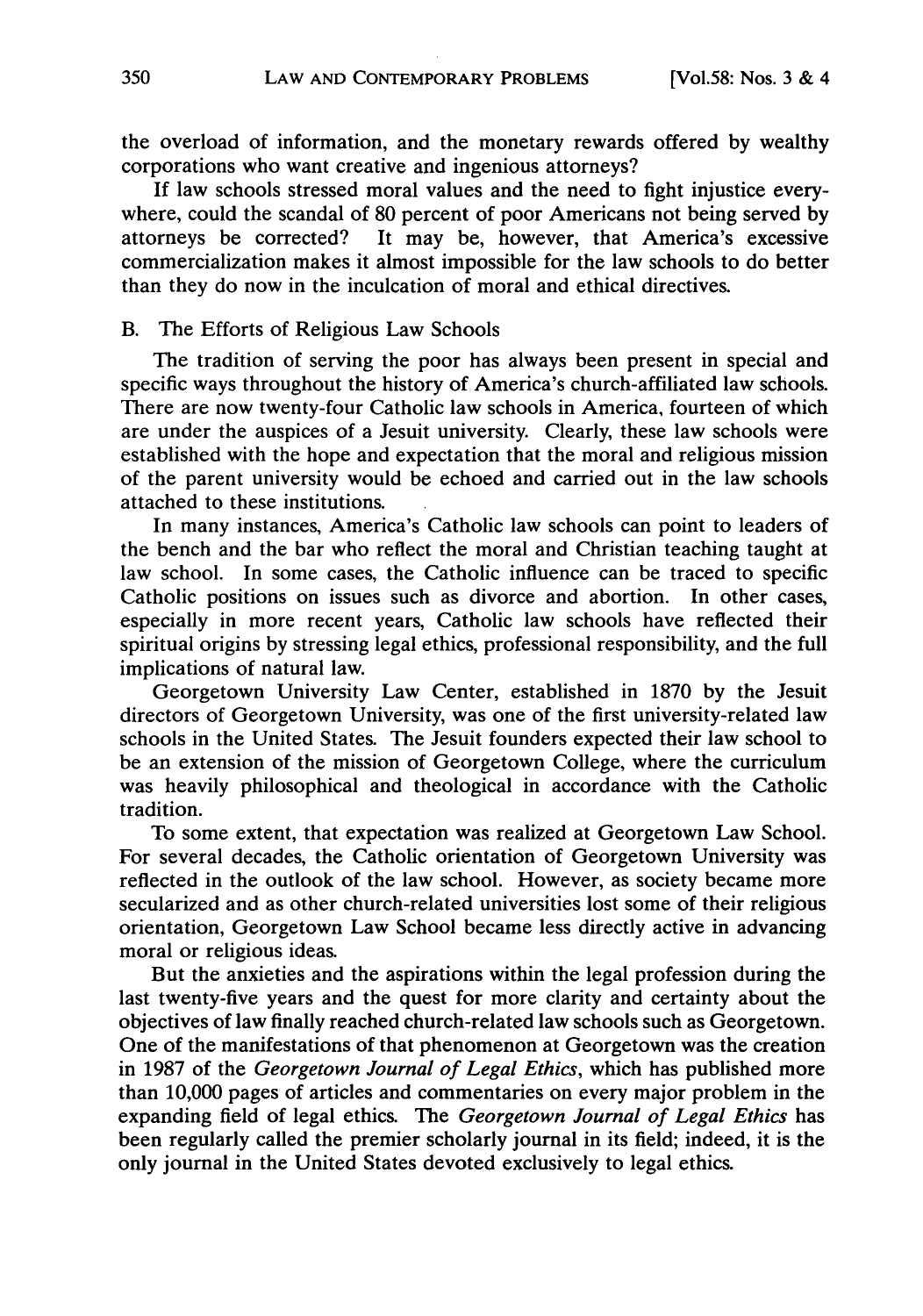the overload of information, and the monetary rewards offered by wealthy corporations who want creative and ingenious attorneys?

If law schools stressed moral values and the need to fight injustice everywhere, could the scandal of 80 percent of poor Americans not being served by attorneys be corrected? It may be, however, that America's excessive commercialization makes it almost impossible for the law schools to do better than they do now in the inculcation of moral and ethical directives.

### B. The Efforts of Religious Law Schools

The tradition of serving the poor has always been present in special and specific ways throughout the history of America's church-affiliated law schools. There are now twenty-four Catholic law schools in America, fourteen of which are under the auspices of a Jesuit university. Clearly, these law schools were established with the hope and expectation that the moral and religious mission of the parent university would be echoed and carried out in the law schools attached to these institutions.

In many instances, America's Catholic law schools can point to leaders of the bench and the bar who reflect the moral and Christian teaching taught at law school. In some cases, the Catholic influence can be traced to specific Catholic positions on issues such as divorce and abortion. In other cases, especially in more recent years, Catholic law schools have reflected their spiritual origins by stressing legal ethics, professional responsibility, and the full implications of natural law.

Georgetown University Law Center, established in 1870 by the Jesuit directors of Georgetown University, was one of the first university-related law schools in the United States. The Jesuit founders expected their law school to be an extension of the mission of Georgetown College, where the curriculum was heavily philosophical and theological in accordance with the Catholic tradition.

To some extent, that expectation was realized at Georgetown Law School. For several decades, the Catholic orientation of Georgetown University was reflected in the outlook of the law school. However, as society became more secularized and as other church-related universities lost some of their religious orientation, Georgetown Law School became less directly active in advancing moral or religious ideas.

But the anxieties and the aspirations within the legal profession during the last twenty-five years and the quest for more clarity and certainty about the objectives of law finally reached church-related law schools such as Georgetown. One of the manifestations of that phenomenon at Georgetown was the creation in 1987 of the *Georgetown Journal of Legal Ethics*, which has published more than 10,000 pages of articles and commentaries on every major problem in the expanding field of legal ethics. The *Georgetown Journal of Legal Ethics* has been regularly called the premier scholarly journal in its field; indeed, it is the only journal in the United States devoted exclusively to legal ethics.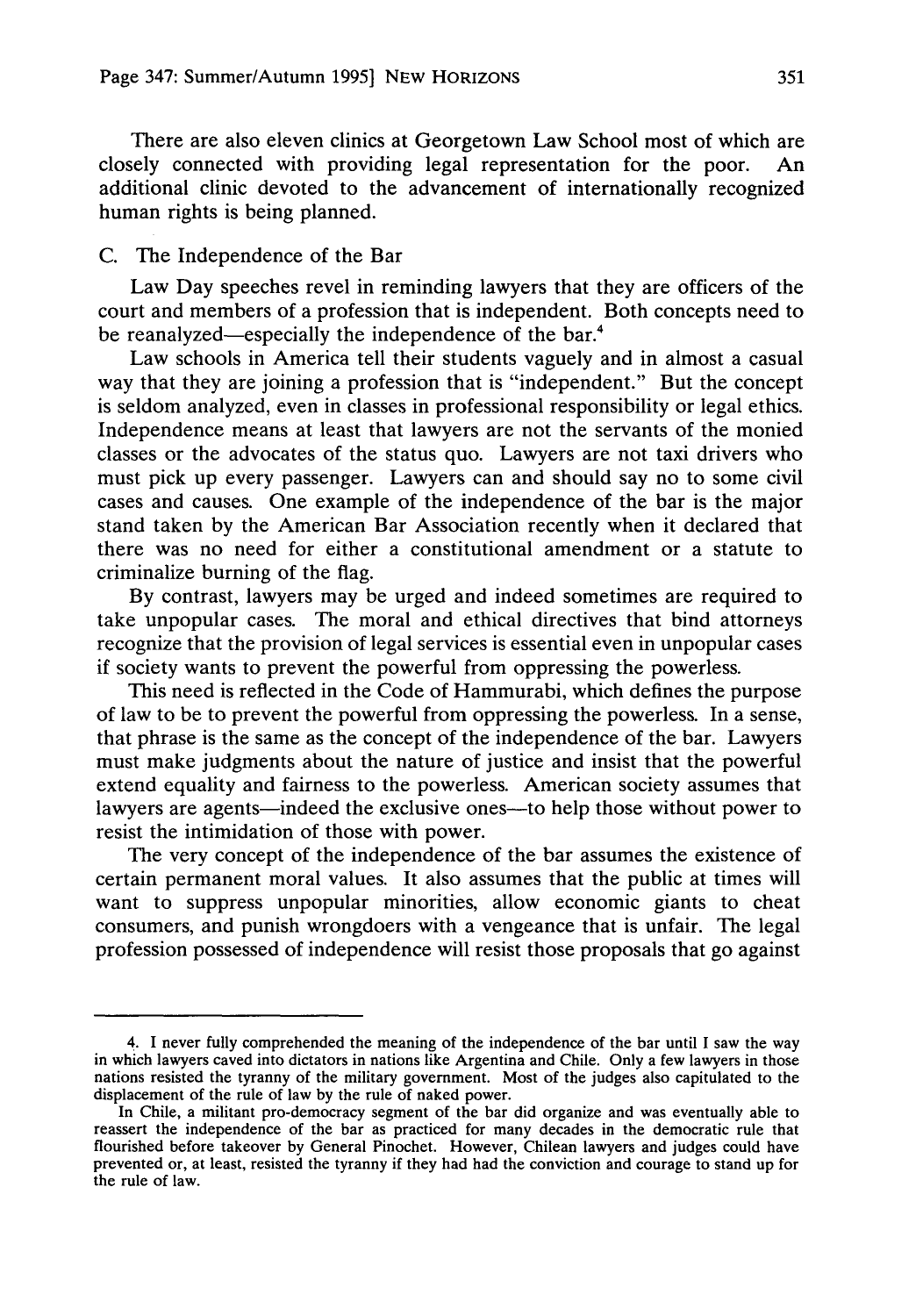There are also eleven clinics at Georgetown Law School most of which are closely connected with providing legal representation for the poor. An additional clinic devoted to the advancement of internationally recognized human rights is being planned.

### C. The Independence of the Bar

Law Day speeches revel in reminding lawyers that they are officers of the court and members of a profession that is independent. Both concepts need to be reanalyzed—especially the independence of the bar.[4]

Law schools in America tell their students vaguely and in almost a casual way that they are joining a profession that is "independent." But the concept is seldom analyzed, even in classes in professional responsibility or legal ethics. Independence means at least that lawyers are not the servants of the monied classes or the advocates of the status quo. Lawyers are not taxi drivers who must pick up every passenger. Lawyers can and should say no to some civil cases and causes. One example of the independence of the bar is the major stand taken by the American Bar Association recently when it declared that there was no need for either a constitutional amendment or a statute to criminalize burning of the flag.

By contrast, lawyers may be urged and indeed sometimes are required to take unpopular cases. The moral and ethical directives that bind attorneys recognize that the provision of legal services is essential even in unpopular cases if society wants to prevent the powerful from oppressing the powerless.

This need is reflected in the Code of Hammurabi, which defines the purpose of law to be to prevent the powerful from oppressing the powerless. In a sense, that phrase is the same as the concept of the independence of the bar. Lawyers must make judgments about the nature of justice and insist that the powerful extend equality and fairness to the powerless. American society assumes that lawyers are agents—indeed the exclusive ones—to help those without power to resist the intimidation of those with power.

The very concept of the independence of the bar assumes the existence of certain permanent moral values. It also assumes that the public at times will want to suppress unpopular minorities, allow economic giants to cheat consumers, and punish wrongdoers with a vengeance that is unfair. The legal profession possessed of independence will resist those proposals that go against

---

4. I never fully comprehended the meaning of the independence of the bar until I saw the way in which lawyers caved into dictators in nations like Argentina and Chile. Only a few lawyers in those nations resisted the tyranny of the military government. Most of the judges also capitulated to the displacement of the rule of law by the rule of naked power.

In Chile, a militant pro-democracy segment of the bar did organize and was eventually able to reassert the independence of the bar as practiced for many decades in the democratic rule that flourished before takeover by General Pinochet. However, Chilean lawyers and judges could have prevented or, at least, resisted the tyranny if they had had the conviction and courage to stand up for the rule of law.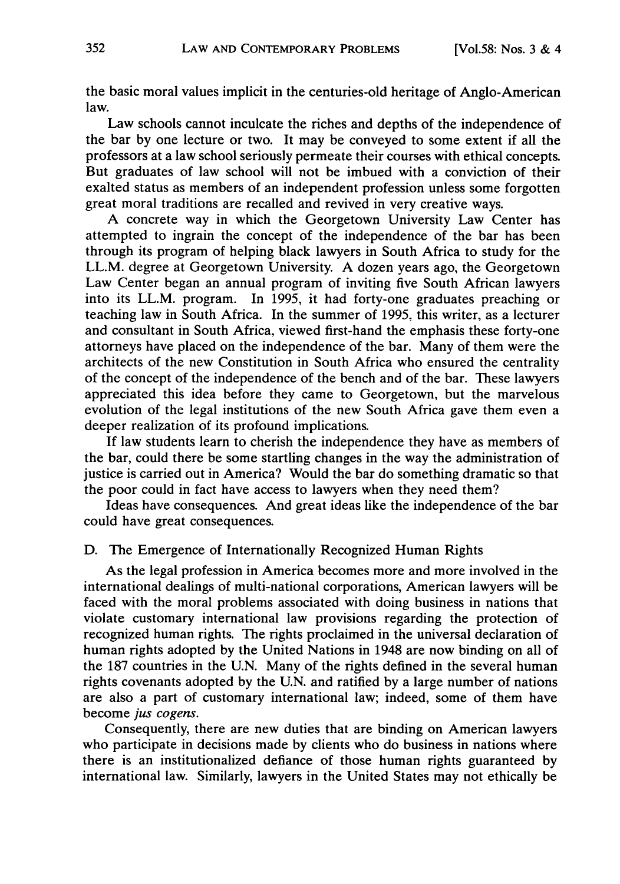the basic moral values implicit in the centuries-old heritage of Anglo-American law.

Law schools cannot inculcate the riches and depths of the independence of the bar by one lecture or two. It may be conveyed to some extent if all the professors at a law school seriously permeate their courses with ethical concepts. But graduates of law school will not be imbued with a conviction of their exalted status as members of an independent profession unless some forgotten great moral traditions are recalled and revived in very creative ways.

A concrete way in which the Georgetown University Law Center has attempted to ingrain the concept of the independence of the bar has been through its program of helping black lawyers in South Africa to study for the LL.M. degree at Georgetown University. A dozen years ago, the Georgetown Law Center began an annual program of inviting five South African lawyers into its LL.M. program. In 1995, it had forty-one graduates preaching or teaching law in South Africa. In the summer of 1995, this writer, as a lecturer and consultant in South Africa, viewed first-hand the emphasis these forty-one attorneys have placed on the independence of the bar. Many of them were the architects of the new Constitution in South Africa who ensured the centrality of the concept of the independence of the bench and of the bar. These lawyers appreciated this idea before they came to Georgetown, but the marvelous evolution of the legal institutions of the new South Africa gave them even a deeper realization of its profound implications.

If law students learn to cherish the independence they have as members of the bar, could there be some startling changes in the way the administration of justice is carried out in America? Would the bar do something dramatic so that the poor could in fact have access to lawyers when they need them?

Ideas have consequences. And great ideas like the independence of the bar could have great consequences.

## D. The Emergence of Internationally Recognized Human Rights

As the legal profession in America becomes more and more involved in the international dealings of multi-national corporations, American lawyers will be faced with the moral problems associated with doing business in nations that violate customary international law provisions regarding the protection of recognized human rights. The rights proclaimed in the universal declaration of human rights adopted by the United Nations in 1948 are now binding on all of the 187 countries in the U.N. Many of the rights defined in the several human rights covenants adopted by the U.N. and ratified by a large number of nations are also a part of customary international law; indeed, some of them have become *jus cogens*.

Consequently, there are new duties that are binding on American lawyers who participate in decisions made by clients who do business in nations where there is an institutionalized defiance of those human rights guaranteed by international law. Similarly, lawyers in the United States may not ethically be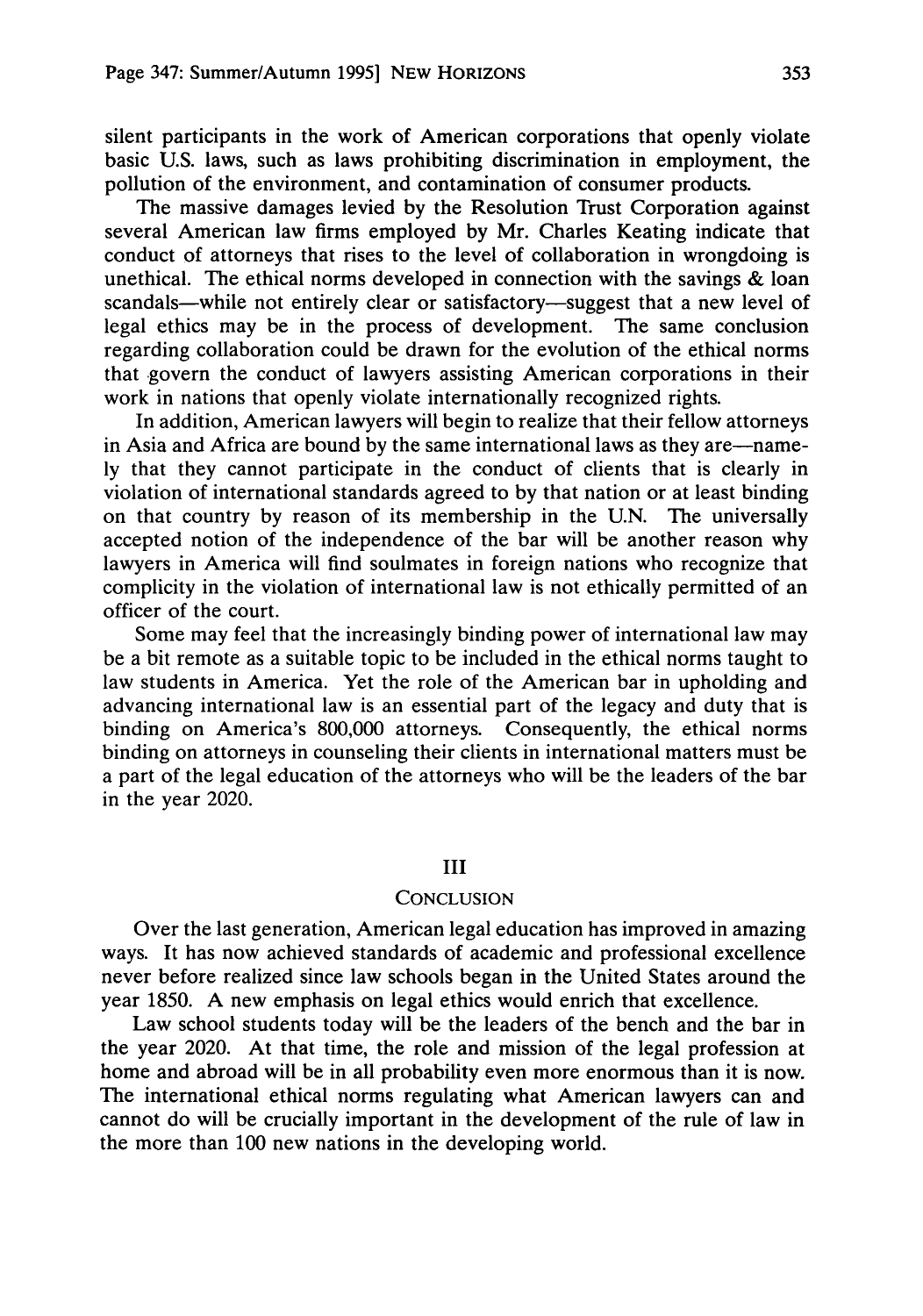silent participants in the work of American corporations that openly violate basic U.S. laws, such as laws prohibiting discrimination in employment, the pollution of the environment, and contamination of consumer products.

The massive damages levied by the Resolution Trust Corporation against several American law firms employed by Mr. Charles Keating indicate that conduct of attorneys that rises to the level of collaboration in wrongdoing is unethical. The ethical norms developed in connection with the savings & loan scandals—while not entirely clear or satisfactory—suggest that a new level of legal ethics may be in the process of development. The same conclusion regarding collaboration could be drawn for the evolution of the ethical norms that govern the conduct of lawyers assisting American corporations in their work in nations that openly violate internationally recognized rights.

In addition, American lawyers will begin to realize that their fellow attorneys in Asia and Africa are bound by the same international laws as they are—namely that they cannot participate in the conduct of clients that is clearly in violation of international standards agreed to by that nation or at least binding on that country by reason of its membership in the U.N. The universally accepted notion of the independence of the bar will be another reason why lawyers in America will find soulmates in foreign nations who recognize that complicity in the violation of international law is not ethically permitted of an officer of the court.

Some may feel that the increasingly binding power of international law may be a bit remote as a suitable topic to be included in the ethical norms taught to law students in America. Yet the role of the American bar in upholding and advancing international law is an essential part of the legacy and duty that is binding on America's 800,000 attorneys. Consequently, the ethical norms binding on attorneys in counseling their clients in international matters must be a part of the legal education of the attorneys who will be the leaders of the bar in the year 2020.

## III

## CONCLUSION

Over the last generation, American legal education has improved in amazing ways. It has now achieved standards of academic and professional excellence never before realized since law schools began in the United States around the year 1850. A new emphasis on legal ethics would enrich that excellence.

Law school students today will be the leaders of the bench and the bar in the year 2020. At that time, the role and mission of the legal profession at home and abroad will be in all probability even more enormous than it is now. The international ethical norms regulating what American lawyers can and cannot do will be crucially important in the development of the rule of law in the more than 100 new nations in the developing world.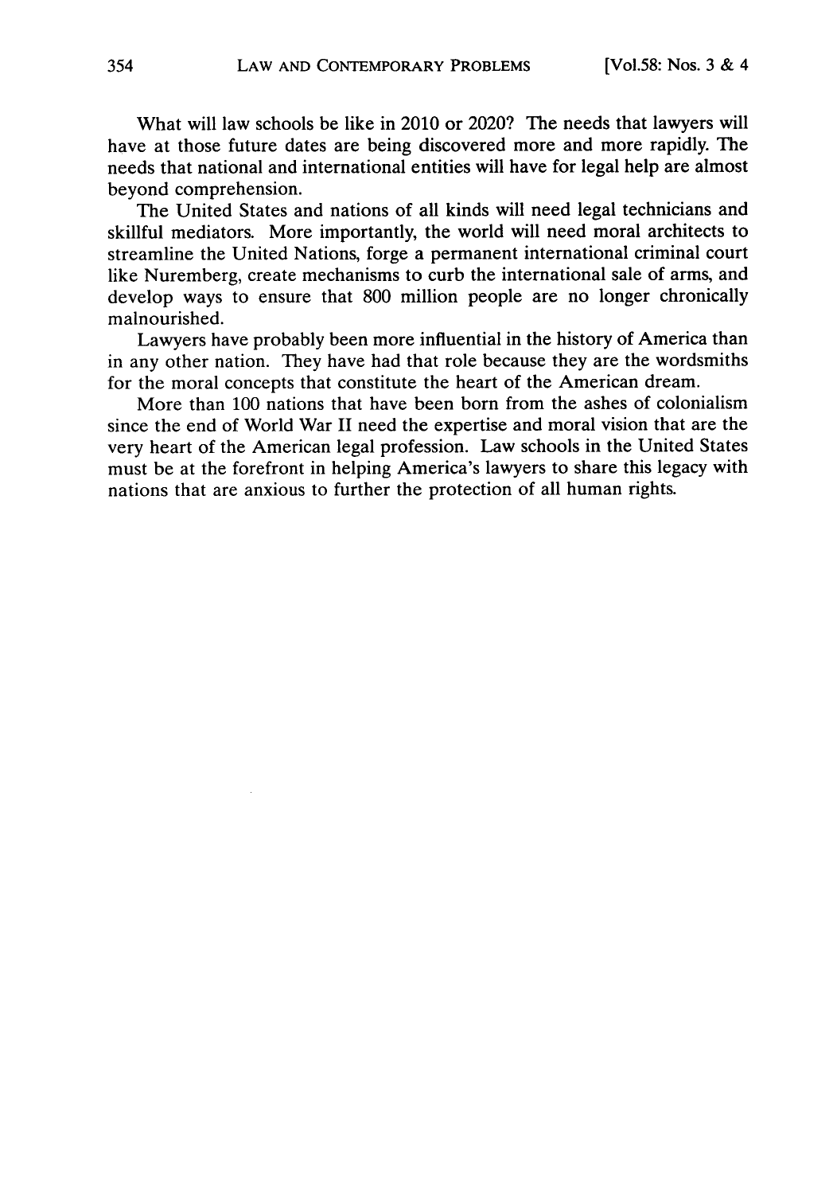What will law schools be like in 2010 or 2020? The needs that lawyers will have at those future dates are being discovered more and more rapidly. The needs that national and international entities will have for legal help are almost beyond comprehension.

The United States and nations of all kinds will need legal technicians and skillful mediators. More importantly, the world will need moral architects to streamline the United Nations, forge a permanent international criminal court like Nuremberg, create mechanisms to curb the international sale of arms, and develop ways to ensure that 800 million people are no longer chronically malnourished.

Lawyers have probably been more influential in the history of America than in any other nation. They have had that role because they are the wordsmiths for the moral concepts that constitute the heart of the American dream.

More than 100 nations that have been born from the ashes of colonialism since the end of World War II need the expertise and moral vision that are the very heart of the American legal profession. Law schools in the United States must be at the forefront in helping America's lawyers to share this legacy with nations that are anxious to further the protection of all human rights.